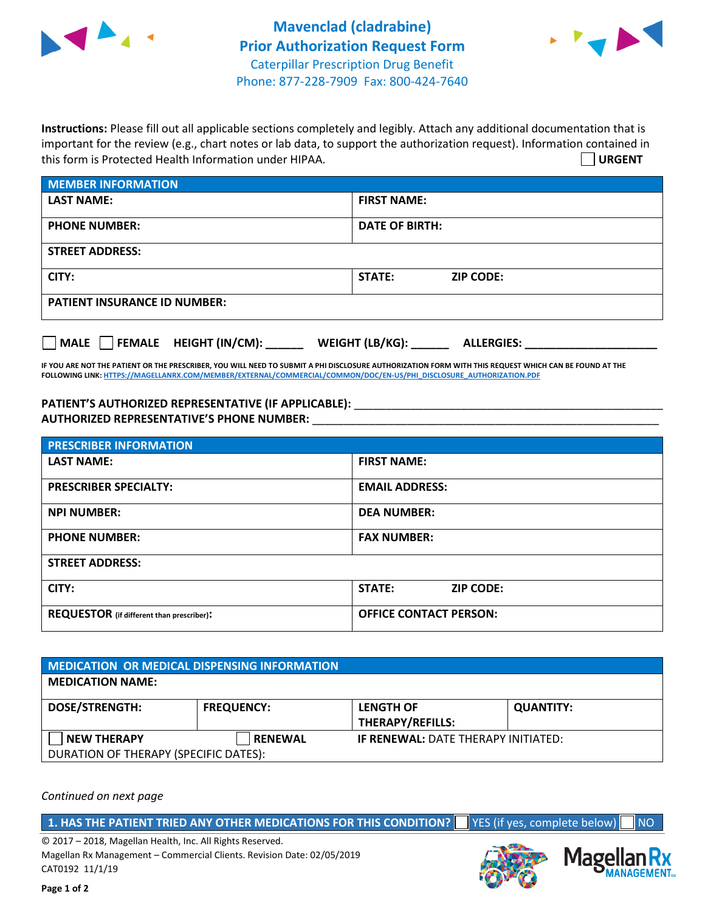# Mavenclad (cladrabine) Prior Authorization Request Form

Caterpillar Prescription Drug Benefit
Phone: 877-228-7909 Fax: 800-424-7640

**Instructions:** Please fill out all applicable sections completely and legibly. Attach any additional documentation that is important for the review (e.g., chart notes or lab data, to support the authorization request). Information contained in this form is Protected Health Information under HIPAA.

☐ **URGENT**

| **MEMBER INFORMATION** | |
|---|---|
| **LAST NAME:** | **FIRST NAME:** |
| **PHONE NUMBER:** | **DATE OF BIRTH:** |
| **STREET ADDRESS:** | |
| **CITY:** | **STATE:** **ZIP CODE:** |
| **PATIENT INSURANCE ID NUMBER:** | |

☐ **MALE** ☐ **FEMALE** **HEIGHT (IN/CM):** ______ **WEIGHT (LB/KG):** ______ **ALLERGIES:** ____________________

**IF YOU ARE NOT THE PATIENT OR THE PRESCRIBER, YOU WILL NEED TO SUBMIT A PHI DISCLOSURE AUTHORIZATION FORM WITH THIS REQUEST WHICH CAN BE FOUND AT THE FOLLOWING LINK:** HTTPS://MAGELLANRX.COM/MEMBER/EXTERNAL/COMMERCIAL/COMMON/DOC/EN-US/PHI_DISCLOSURE_AUTHORIZATION.PDF

**PATIENT'S AUTHORIZED REPRESENTATIVE (IF APPLICABLE):** ____________________________________________
**AUTHORIZED REPRESENTATIVE'S PHONE NUMBER:** ____________________________________________

| **PRESCRIBER INFORMATION** | |
|---|---|
| **LAST NAME:** | **FIRST NAME:** |
| **PRESCRIBER SPECIALTY:** | **EMAIL ADDRESS:** |
| **NPI NUMBER:** | **DEA NUMBER:** |
| **PHONE NUMBER:** | **FAX NUMBER:** |
| **STREET ADDRESS:** | |
| **CITY:** | **STATE:** **ZIP CODE:** |
| **REQUESTOR** (if different than prescriber)**:** | **OFFICE CONTACT PERSON:** |

| **MEDICATION OR MEDICAL DISPENSING INFORMATION** | | | |
|---|---|---|---|
| **MEDICATION NAME:** | | | |
| **DOSE/STRENGTH:** | **FREQUENCY:** | **LENGTH OF THERAPY/REFILLS:** | **QUANTITY:** |
| ☐ **NEW THERAPY** | ☐ **RENEWAL** | **IF RENEWAL:** DATE THERAPY INITIATED: | |
| DURATION OF THERAPY (SPECIFIC DATES): | | | |

*Continued on next page*

**1. HAS THE PATIENT TRIED ANY OTHER MEDICATIONS FOR THIS CONDITION?** ☐ YES (if yes, complete below) ☐ NO

© 2017 – 2018, Magellan Health, Inc. All Rights Reserved.
Magellan Rx Management – Commercial Clients. Revision Date: 02/05/2019
CAT0192 11/1/19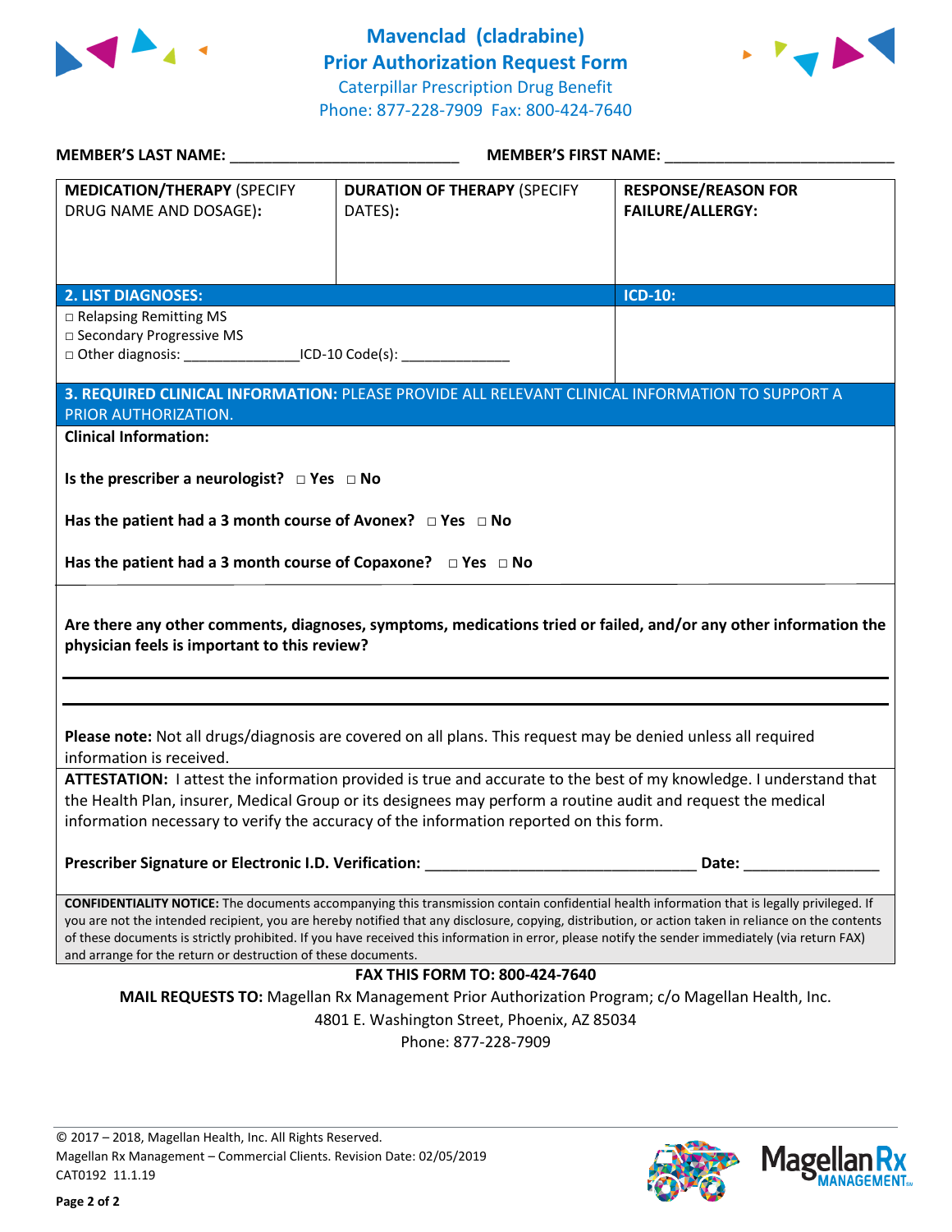# Mavenclad (cladrabine) Prior Authorization Request Form

Caterpillar Prescription Drug Benefit
Phone: 877-228-7909 Fax: 800-424-7640

**MEMBER'S LAST NAME:** ___________________________ **MEMBER'S FIRST NAME:** ___________________________

| **MEDICATION/THERAPY** (SPECIFY DRUG NAME AND DOSAGE): | **DURATION OF THERAPY** (SPECIFY DATES): | **RESPONSE/REASON FOR FAILURE/ALLERGY:** |
|---|---|---|
| | | |

| **2. LIST DIAGNOSES:** | **ICD-10:** |
|---|---|
| □ Relapsing Remitting MS<br>□ Secondary Progressive MS<br>□ Other diagnosis: _______________ICD-10 Code(s): ______________ | |

**3. REQUIRED CLINICAL INFORMATION:** PLEASE PROVIDE ALL RELEVANT CLINICAL INFORMATION TO SUPPORT A PRIOR AUTHORIZATION.

**Clinical Information:**

**Is the prescriber a neurologist?** □ **Yes** □ **No**

**Has the patient had a 3 month course of Avonex?** □ **Yes** □ **No**

**Has the patient had a 3 month course of Copaxone?** □ **Yes** □ **No**

**Are there any other comments, diagnoses, symptoms, medications tried or failed, and/or any other information the physician feels is important to this review?**

_______________________________________________

_______________________________________________

**Please note:** Not all drugs/diagnosis are covered on all plans. This request may be denied unless all required information is received.

**ATTESTATION:** I attest the information provided is true and accurate to the best of my knowledge. I understand that the Health Plan, insurer, Medical Group or its designees may perform a routine audit and request the medical information necessary to verify the accuracy of the information reported on this form.

**Prescriber Signature or Electronic I.D. Verification:** ________________________________ **Date:** ________________

**CONFIDENTIALITY NOTICE:** The documents accompanying this transmission contain confidential health information that is legally privileged. If you are not the intended recipient, you are hereby notified that any disclosure, copying, distribution, or action taken in reliance on the contents of these documents is strictly prohibited. If you have received this information in error, please notify the sender immediately (via return FAX) and arrange for the return or destruction of these documents.

**FAX THIS FORM TO: 800-424-7640**

**MAIL REQUESTS TO:** Magellan Rx Management Prior Authorization Program; c/o Magellan Health, Inc.
4801 E. Washington Street, Phoenix, AZ 85034
Phone: 877-228-7909

© 2017 – 2018, Magellan Health, Inc. All Rights Reserved.
Magellan Rx Management – Commercial Clients. Revision Date: 02/05/2019
CAT0192 11.1.19